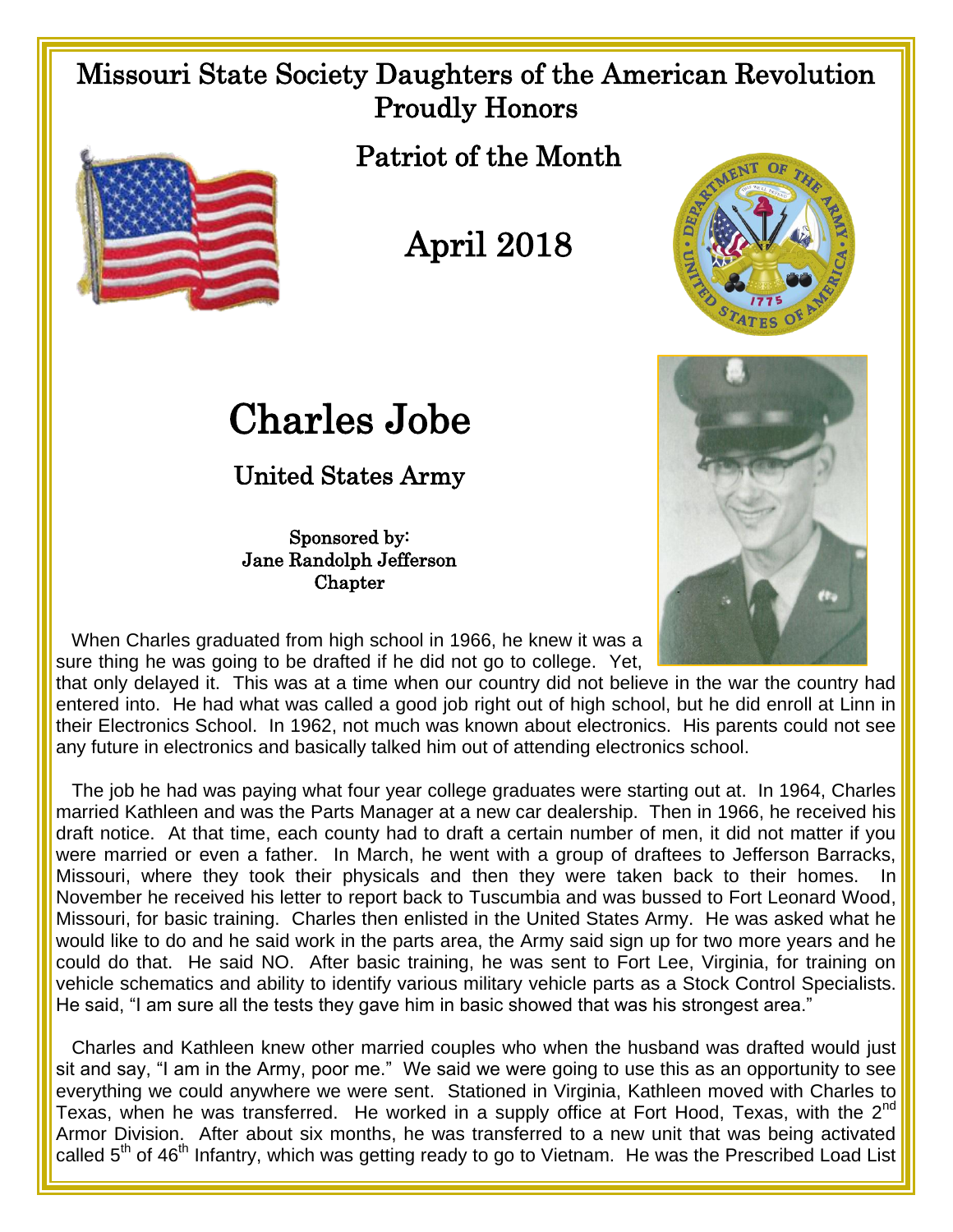# Missouri State Society Daughters of the American Revolution Proudly Honors

## Patriot of the Month

## April 2018

# Charles Jobe

## United States Army

Sponsored by:
Jane Randolph Jefferson
Chapter

When Charles graduated from high school in 1966, he knew it was a sure thing he was going to be drafted if he did not go to college. Yet, that only delayed it. This was at a time when our country did not believe in the war the country had entered into. He had what was called a good job right out of high school, but he did enroll at Linn in their Electronics School. In 1962, not much was known about electronics. His parents could not see any future in electronics and basically talked him out of attending electronics school.

The job he had was paying what four year college graduates were starting out at. In 1964, Charles married Kathleen and was the Parts Manager at a new car dealership. Then in 1966, he received his draft notice. At that time, each county had to draft a certain number of men, it did not matter if you were married or even a father. In March, he went with a group of draftees to Jefferson Barracks, Missouri, where they took their physicals and then they were taken back to their homes. In November he received his letter to report back to Tuscumbia and was bussed to Fort Leonard Wood, Missouri, for basic training. Charles then enlisted in the United States Army. He was asked what he would like to do and he said work in the parts area, the Army said sign up for two more years and he could do that. He said NO. After basic training, he was sent to Fort Lee, Virginia, for training on vehicle schematics and ability to identify various military vehicle parts as a Stock Control Specialists. He said, "I am sure all the tests they gave him in basic showed that was his strongest area."

Charles and Kathleen knew other married couples who when the husband was drafted would just sit and say, "I am in the Army, poor me." We said we were going to use this as an opportunity to see everything we could anywhere we were sent. Stationed in Virginia, Kathleen moved with Charles to Texas, when he was transferred. He worked in a supply office at Fort Hood, Texas, with the 2nd Armor Division. After about six months, he was transferred to a new unit that was being activated called 5th of 46th Infantry, which was getting ready to go to Vietnam. He was the Prescribed Load List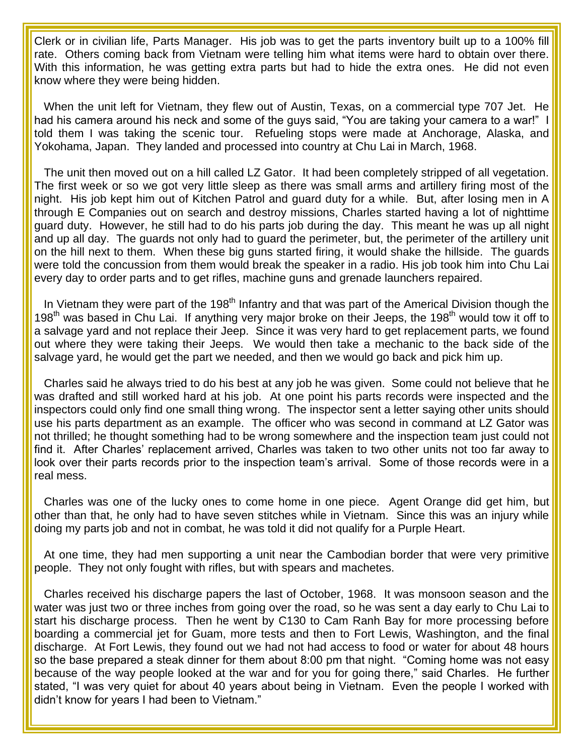Clerk or in civilian life, Parts Manager. His job was to get the parts inventory built up to a 100% fill rate. Others coming back from Vietnam were telling him what items were hard to obtain over there. With this information, he was getting extra parts but had to hide the extra ones. He did not even know where they were being hidden.

When the unit left for Vietnam, they flew out of Austin, Texas, on a commercial type 707 Jet. He had his camera around his neck and some of the guys said, "You are taking your camera to a war!" I told them I was taking the scenic tour. Refueling stops were made at Anchorage, Alaska, and Yokohama, Japan. They landed and processed into country at Chu Lai in March, 1968.

The unit then moved out on a hill called LZ Gator. It had been completely stripped of all vegetation. The first week or so we got very little sleep as there was small arms and artillery firing most of the night. His job kept him out of Kitchen Patrol and guard duty for a while. But, after losing men in A through E Companies out on search and destroy missions, Charles started having a lot of nighttime guard duty. However, he still had to do his parts job during the day. This meant he was up all night and up all day. The guards not only had to guard the perimeter, but, the perimeter of the artillery unit on the hill next to them. When these big guns started firing, it would shake the hillside. The guards were told the concussion from them would break the speaker in a radio. His job took him into Chu Lai every day to order parts and to get rifles, machine guns and grenade launchers repaired.

In Vietnam they were part of the 198th Infantry and that was part of the Americal Division though the 198th was based in Chu Lai. If anything very major broke on their Jeeps, the 198th would tow it off to a salvage yard and not replace their Jeep. Since it was very hard to get replacement parts, we found out where they were taking their Jeeps. We would then take a mechanic to the back side of the salvage yard, he would get the part we needed, and then we would go back and pick him up.

Charles said he always tried to do his best at any job he was given. Some could not believe that he was drafted and still worked hard at his job. At one point his parts records were inspected and the inspectors could only find one small thing wrong. The inspector sent a letter saying other units should use his parts department as an example. The officer who was second in command at LZ Gator was not thrilled; he thought something had to be wrong somewhere and the inspection team just could not find it. After Charles' replacement arrived, Charles was taken to two other units not too far away to look over their parts records prior to the inspection team's arrival. Some of those records were in a real mess.

Charles was one of the lucky ones to come home in one piece. Agent Orange did get him, but other than that, he only had to have seven stitches while in Vietnam. Since this was an injury while doing my parts job and not in combat, he was told it did not qualify for a Purple Heart.

At one time, they had men supporting a unit near the Cambodian border that were very primitive people. They not only fought with rifles, but with spears and machetes.

Charles received his discharge papers the last of October, 1968. It was monsoon season and the water was just two or three inches from going over the road, so he was sent a day early to Chu Lai to start his discharge process. Then he went by C130 to Cam Ranh Bay for more processing before boarding a commercial jet for Guam, more tests and then to Fort Lewis, Washington, and the final discharge. At Fort Lewis, they found out we had not had access to food or water for about 48 hours so the base prepared a steak dinner for them about 8:00 pm that night. "Coming home was not easy because of the way people looked at the war and for you for going there," said Charles. He further stated, "I was very quiet for about 40 years about being in Vietnam. Even the people I worked with didn't know for years I had been to Vietnam."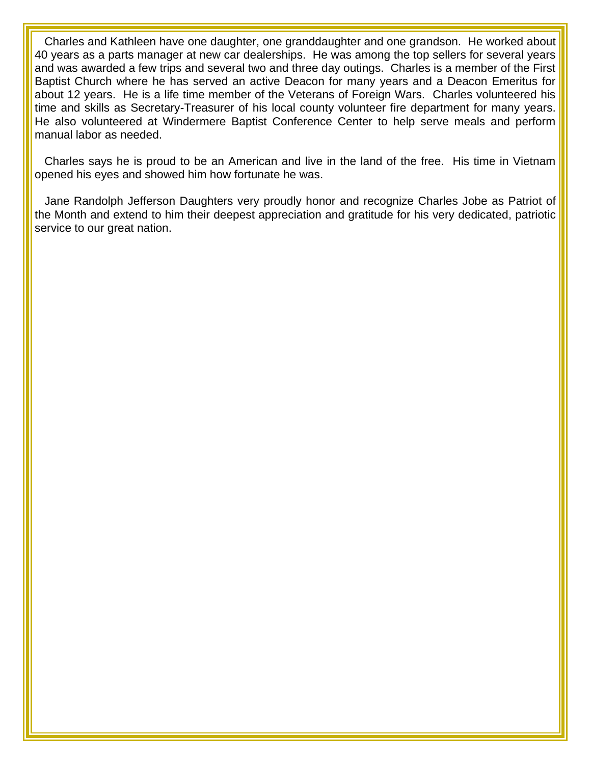Charles and Kathleen have one daughter, one granddaughter and one grandson. He worked about 40 years as a parts manager at new car dealerships. He was among the top sellers for several years and was awarded a few trips and several two and three day outings. Charles is a member of the First Baptist Church where he has served an active Deacon for many years and a Deacon Emeritus for about 12 years. He is a life time member of the Veterans of Foreign Wars. Charles volunteered his time and skills as Secretary-Treasurer of his local county volunteer fire department for many years. He also volunteered at Windermere Baptist Conference Center to help serve meals and perform manual labor as needed.

Charles says he is proud to be an American and live in the land of the free. His time in Vietnam opened his eyes and showed him how fortunate he was.

Jane Randolph Jefferson Daughters very proudly honor and recognize Charles Jobe as Patriot of the Month and extend to him their deepest appreciation and gratitude for his very dedicated, patriotic service to our great nation.